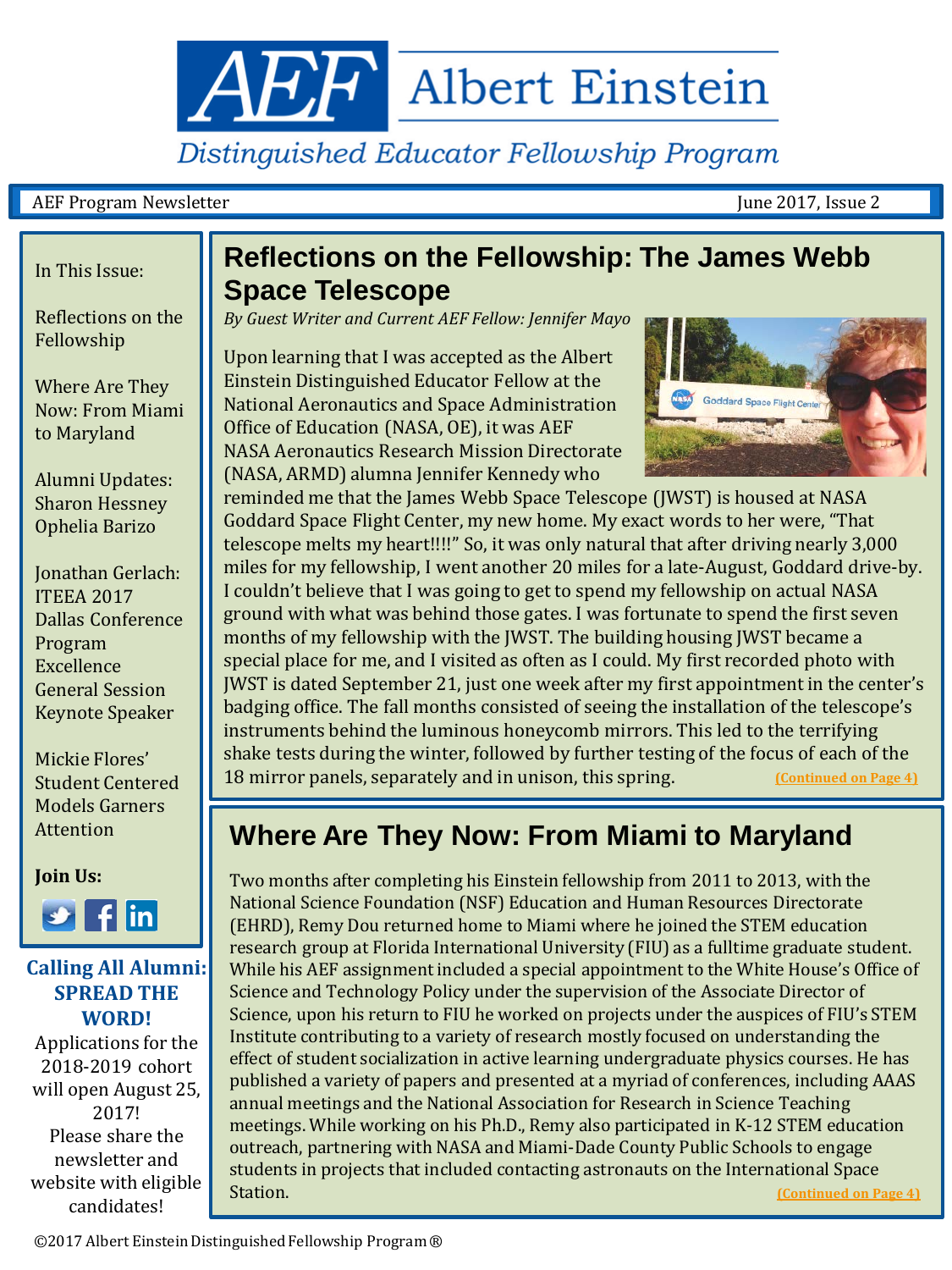# AEF Albert Einstein

*Distinguished Educator Fellowship Program*

AEF Program Newsletter — June 2017, Issue 2

In This Issue:

- Reflections on the Fellowship
- Where Are They Now: From Miami to Maryland
- Alumni Updates: Sharon Hessney Ophelia Barizo
- Jonathan Gerlach: ITEEA 2017 Dallas Conference Program Excellence General Session Keynote Speaker
- Mickie Flores' Student Centered Models Garners Attention

**Join Us:**

## Reflections on the Fellowship: The James Webb Space Telescope

*By Guest Writer and Current AEF Fellow: Jennifer Mayo*

Upon learning that I was accepted as the Albert Einstein Distinguished Educator Fellow at the National Aeronautics and Space Administration Office of Education (NASA, OE), it was AEF NASA Aeronautics Research Mission Directorate (NASA, ARMD) alumna Jennifer Kennedy who reminded me that the James Webb Space Telescope (JWST) is housed at NASA Goddard Space Flight Center, my new home. My exact words to her were, "That telescope melts my heart!!!!" So, it was only natural that after driving nearly 3,000 miles for my fellowship, I went another 20 miles for a late-August, Goddard drive-by. I couldn't believe that I was going to get to spend my fellowship on actual NASA ground with what was behind those gates. I was fortunate to spend the first seven months of my fellowship with the JWST. The building housing JWST became a special place for me, and I visited as often as I could. My first recorded photo with JWST is dated September 21, just one week after my first appointment in the center's badging office. The fall months consisted of seeing the installation of the telescope's instruments behind the luminous honeycomb mirrors. This led to the terrifying shake tests during the winter, followed by further testing of the focus of each of the 18 mirror panels, separately and in unison, this spring. **(Continued on Page 4)**

## Where Are They Now: From Miami to Maryland

Two months after completing his Einstein fellowship from 2011 to 2013, with the National Science Foundation (NSF) Education and Human Resources Directorate (EHRD), Remy Dou returned home to Miami where he joined the STEM education research group at Florida International University (FIU) as a fulltime graduate student. While his AEF assignment included a special appointment to the White House's Office of Science and Technology Policy under the supervision of the Associate Director of Science, upon his return to FIU he worked on projects under the auspices of FIU's STEM Institute contributing to a variety of research mostly focused on understanding the effect of student socialization in active learning undergraduate physics courses. He has published a variety of papers and presented at a myriad of conferences, including AAAS annual meetings and the National Association for Research in Science Teaching meetings. While working on his Ph.D., Remy also participated in K-12 STEM education outreach, partnering with NASA and Miami-Dade County Public Schools to engage students in projects that included contacting astronauts on the International Space Station. **(Continued on Page 4)**

**Calling All Alumni: SPREAD THE WORD!**

Applications for the 2018-2019 cohort will open August 25, 2017! Please share the newsletter and website with eligible candidates!

©2017 Albert Einstein Distinguished Fellowship Program®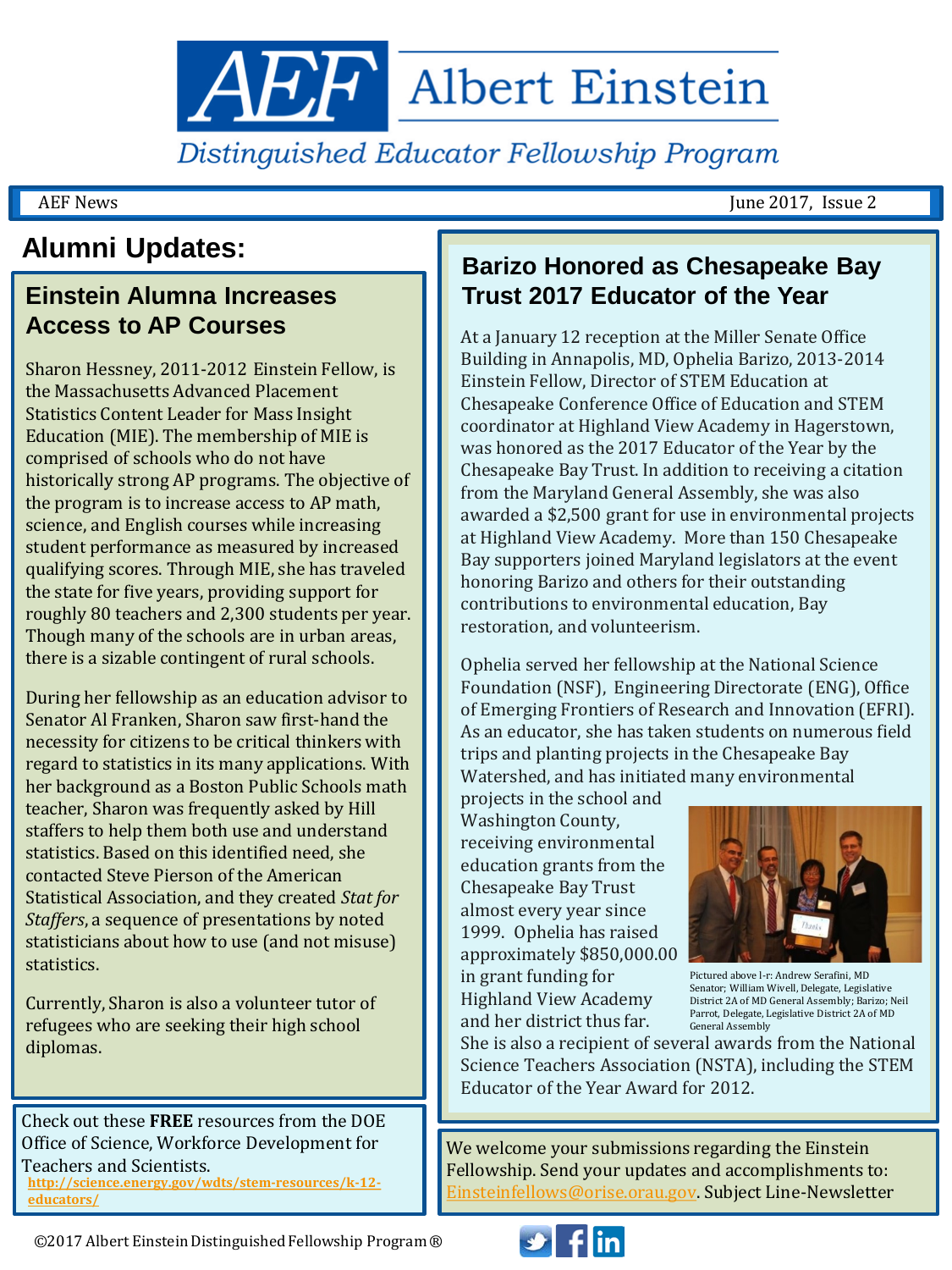# AEF Albert Einstein

*Distinguished Educator Fellowship Program*

AEF News — June 2017, Issue 2

## Alumni Updates:

### Einstein Alumna Increases Access to AP Courses

Sharon Hessney, 2011-2012 Einstein Fellow, is the Massachusetts Advanced Placement Statistics Content Leader for Mass Insight Education (MIE). The membership of MIE is comprised of schools who do not have historically strong AP programs. The objective of the program is to increase access to AP math, science, and English courses while increasing student performance as measured by increased qualifying scores. Through MIE, she has traveled the state for five years, providing support for roughly 80 teachers and 2,300 students per year. Though many of the schools are in urban areas, there is a sizable contingent of rural schools.

During her fellowship as an education advisor to Senator Al Franken, Sharon saw first-hand the necessity for citizens to be critical thinkers with regard to statistics in its many applications. With her background as a Boston Public Schools math teacher, Sharon was frequently asked by Hill staffers to help them both use and understand statistics. Based on this identified need, she contacted Steve Pierson of the American Statistical Association, and they created *Stat for Staffers*, a sequence of presentations by noted statisticians about how to use (and not misuse) statistics.

Currently, Sharon is also a volunteer tutor of refugees who are seeking their high school diplomas.

Check out these **FREE** resources from the DOE Office of Science, Workforce Development for Teachers and Scientists.
**http://science.energy.gov/wdts/stem-resources/k-12-educators/**

### Barizo Honored as Chesapeake Bay Trust 2017 Educator of the Year

At a January 12 reception at the Miller Senate Office Building in Annapolis, MD, Ophelia Barizo, 2013-2014 Einstein Fellow, Director of STEM Education at Chesapeake Conference Office of Education and STEM coordinator at Highland View Academy in Hagerstown, was honored as the 2017 Educator of the Year by the Chesapeake Bay Trust. In addition to receiving a citation from the Maryland General Assembly, she was also awarded a $2,500 grant for use in environmental projects at Highland View Academy. More than 150 Chesapeake Bay supporters joined Maryland legislators at the event honoring Barizo and others for their outstanding contributions to environmental education, Bay restoration, and volunteerism.

Ophelia served her fellowship at the National Science Foundation (NSF), Engineering Directorate (ENG), Office of Emerging Frontiers of Research and Innovation (EFRI). As an educator, she has taken students on numerous field trips and planting projects in the Chesapeake Bay Watershed, and has initiated many environmental projects in the school and Washington County, receiving environmental education grants from the Chesapeake Bay Trust almost every year since 1999. Ophelia has raised approximately $850,000.00 in grant funding for Highland View Academy and her district thus far. She is also a recipient of several awards from the National Science Teachers Association (NSTA), including the STEM Educator of the Year Award for 2012.

Pictured above l-r: Andrew Serafini, MD Senator; William Wivell, Delegate, Legislative District 2A of MD General Assembly; Barizo; Neil Parrot, Delegate, Legislative District 2A of MD General Assembly

We welcome your submissions regarding the Einstein Fellowship. Send your updates and accomplishments to: Einsteinfellows@orise.orau.gov. Subject Line-Newsletter

©2017 Albert Einstein Distinguished Fellowship Program®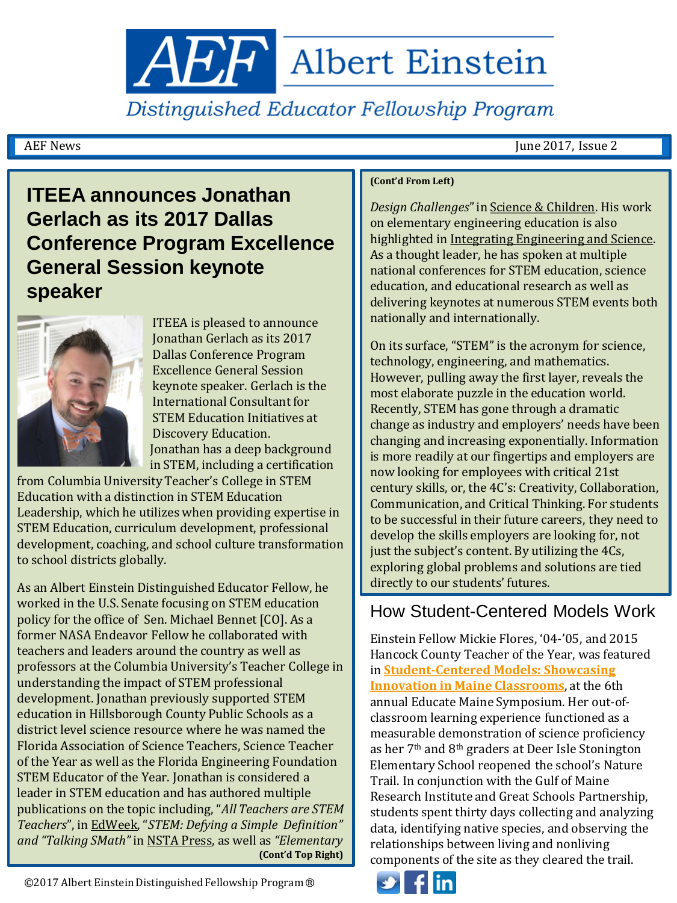# AEF Albert Einstein

*Distinguished Educator Fellowship Program*

AEF News — June 2017, Issue 2

## ITEEA announces Jonathan Gerlach as its 2017 Dallas Conference Program Excellence General Session keynote speaker

ITEEA is pleased to announce Jonathan Gerlach as its 2017 Dallas Conference Program Excellence General Session keynote speaker. Gerlach is the International Consultant for STEM Education Initiatives at Discovery Education. Jonathan has a deep background in STEM, including a certification from Columbia University Teacher's College in STEM Education with a distinction in STEM Education Leadership, which he utilizes when providing expertise in STEM Education, curriculum development, professional development, coaching, and school culture transformation to school districts globally.

As an Albert Einstein Distinguished Educator Fellow, he worked in the U.S. Senate focusing on STEM education policy for the office of Sen. Michael Bennet [CO]. As a former NASA Endeavor Fellow he collaborated with teachers and leaders around the country as well as professors at the Columbia University's Teacher College in understanding the impact of STEM professional development. Jonathan previously supported STEM education in Hillsborough County Public Schools as a district level science resource where he was named the Florida Association of Science Teachers, Science Teacher of the Year as well as the Florida Engineering Foundation STEM Educator of the Year. Jonathan is considered a leader in STEM education and has authored multiple publications on the topic including, "*All Teachers are STEM Teachers*", in EdWeek, "*STEM: Defying a Simple Definition*" *and "Talking SMath"* in NSTA Press, as well as *"Elementary Design Challenges*" in Science & Children. His work on elementary engineering education is also highlighted in Integrating Engineering and Science. As a thought leader, he has spoken at multiple national conferences for STEM education, science education, and educational research as well as delivering keynotes at numerous STEM events both nationally and internationally.

On its surface, "STEM" is the acronym for science, technology, engineering, and mathematics. However, pulling away the first layer, reveals the most elaborate puzzle in the education world. Recently, STEM has gone through a dramatic change as industry and employers' needs have been changing and increasing exponentially. Information is more readily at our fingertips and employers are now looking for employees with critical 21st century skills, or, the 4C's: Creativity, Collaboration, Communication, and Critical Thinking. For students to be successful in their future careers, they need to develop the skills employers are looking for, not just the subject's content. By utilizing the 4Cs, exploring global problems and solutions are tied directly to our students' futures.

## How Student-Centered Models Work

Einstein Fellow Mickie Flores, '04-'05, and 2015 Hancock County Teacher of the Year, was featured in **Student-Centered Models: Showcasing Innovation in Maine Classrooms**, at the 6th annual Educate Maine Symposium. Her out-of-classroom learning experience functioned as a measurable demonstration of science proficiency as her 7th and 8th graders at Deer Isle Stonington Elementary School reopened the school's Nature Trail. In conjunction with the Gulf of Maine Research Institute and Great Schools Partnership, students spent thirty days collecting and analyzing data, identifying native species, and observing the relationships between living and nonliving components of the site as they cleared the trail.

©2017 Albert Einstein Distinguished Fellowship Program®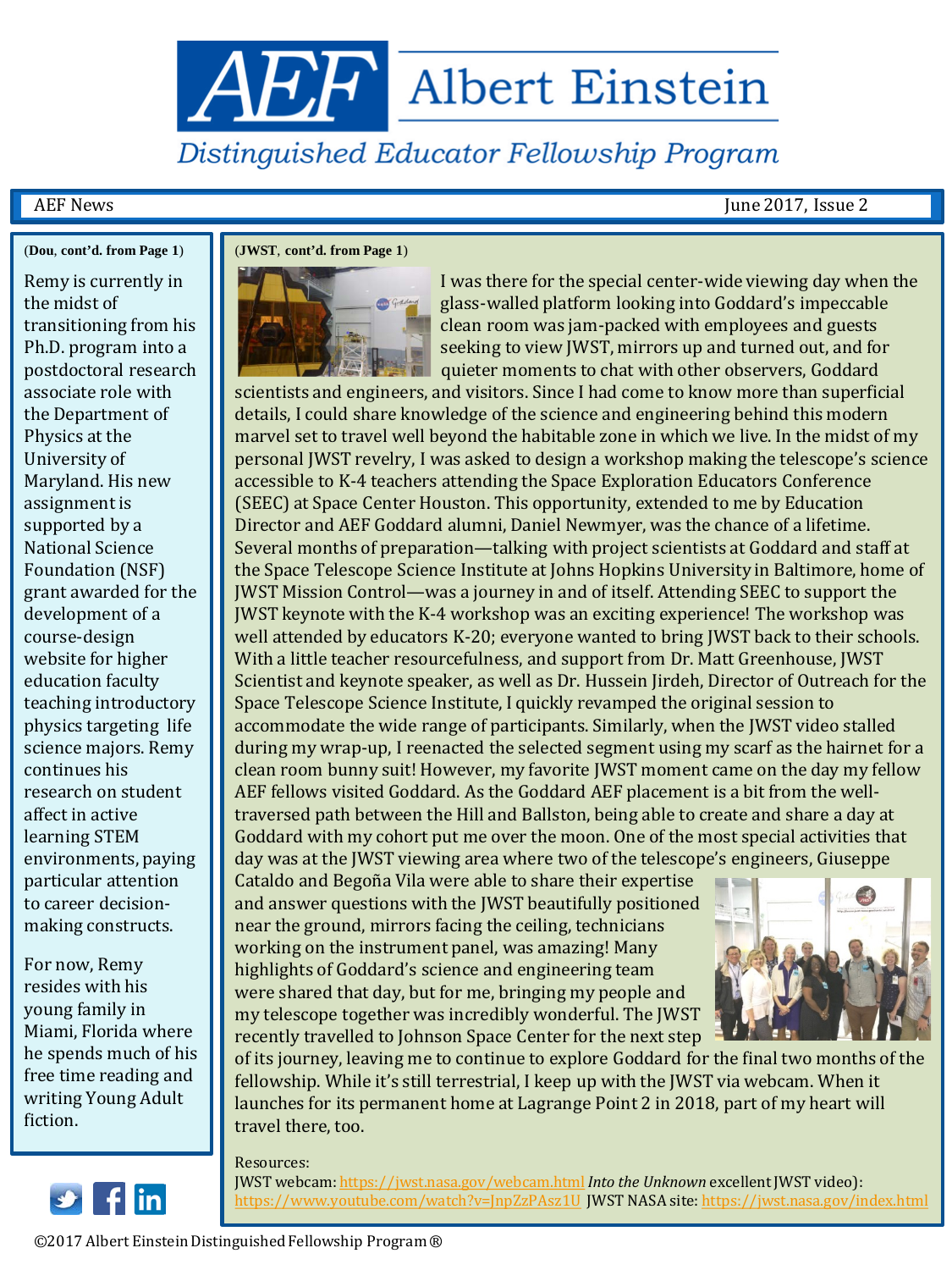# AEF Albert Einstein Distinguished Educator Fellowship Program

AEF News | June 2017, Issue 2

**(Dou, cont'd. from Page 1)**

Remy is currently in the midst of transitioning from his Ph.D. program into a postdoctoral research associate role with the Department of Physics at the University of Maryland. His new assignment is supported by a National Science Foundation (NSF) grant awarded for the development of a course-design website for higher education faculty teaching introductory physics targeting life science majors. Remy continues his research on student affect in active learning STEM environments, paying particular attention to career decision-making constructs.

For now, Remy resides with his young family in Miami, Florida where he spends much of his free time reading and writing Young Adult fiction.

**(JWST, cont'd. from Page 1)**

I was there for the special center-wide viewing day when the glass-walled platform looking into Goddard's impeccable clean room was jam-packed with employees and guests seeking to view JWST, mirrors up and turned out, and for quieter moments to chat with other observers, Goddard scientists and engineers, and visitors. Since I had come to know more than superficial details, I could share knowledge of the science and engineering behind this modern marvel set to travel well beyond the habitable zone in which we live. In the midst of my personal JWST revelry, I was asked to design a workshop making the telescope's science accessible to K-4 teachers attending the Space Exploration Educators Conference (SEEC) at Space Center Houston. This opportunity, extended to me by Education Director and AEF Goddard alumni, Daniel Newmyer, was the chance of a lifetime. Several months of preparation—talking with project scientists at Goddard and staff at the Space Telescope Science Institute at Johns Hopkins University in Baltimore, home of JWST Mission Control—was a journey in and of itself. Attending SEEC to support the JWST keynote with the K-4 workshop was an exciting experience! The workshop was well attended by educators K-20; everyone wanted to bring JWST back to their schools. With a little teacher resourcefulness, and support from Dr. Matt Greenhouse, JWST Scientist and keynote speaker, as well as Dr. Hussein Jirdeh, Director of Outreach for the Space Telescope Science Institute, I quickly revamped the original session to accommodate the wide range of participants. Similarly, when the JWST video stalled during my wrap-up, I reenacted the selected segment using my scarf as the hairnet for a clean room bunny suit! However, my favorite JWST moment came on the day my fellow AEF fellows visited Goddard. As the Goddard AEF placement is a bit from the well-traversed path between the Hill and Ballston, being able to create and share a day at Goddard with my cohort put me over the moon. One of the most special activities that day was at the JWST viewing area where two of the telescope's engineers, Giuseppe Cataldo and Begoña Vila were able to share their expertise and answer questions with the JWST beautifully positioned near the ground, mirrors facing the ceiling, technicians working on the instrument panel, was amazing! Many highlights of Goddard's science and engineering team were shared that day, but for me, bringing my people and my telescope together was incredibly wonderful. The JWST recently travelled to Johnson Space Center for the next step of its journey, leaving me to continue to explore Goddard for the final two months of the fellowship. While it's still terrestrial, I keep up with the JWST via webcam. When it launches for its permanent home at Lagrange Point 2 in 2018, part of my heart will travel there, too.

Resources:
JWST webcam: https://jwst.nasa.gov/webcam.html *Into the Unknown* excellent JWST video): https://www.youtube.com/watch?v=JnpZzPAsz1U JWST NASA site: https://jwst.nasa.gov/index.html

©2017 Albert Einstein Distinguished Fellowship Program®